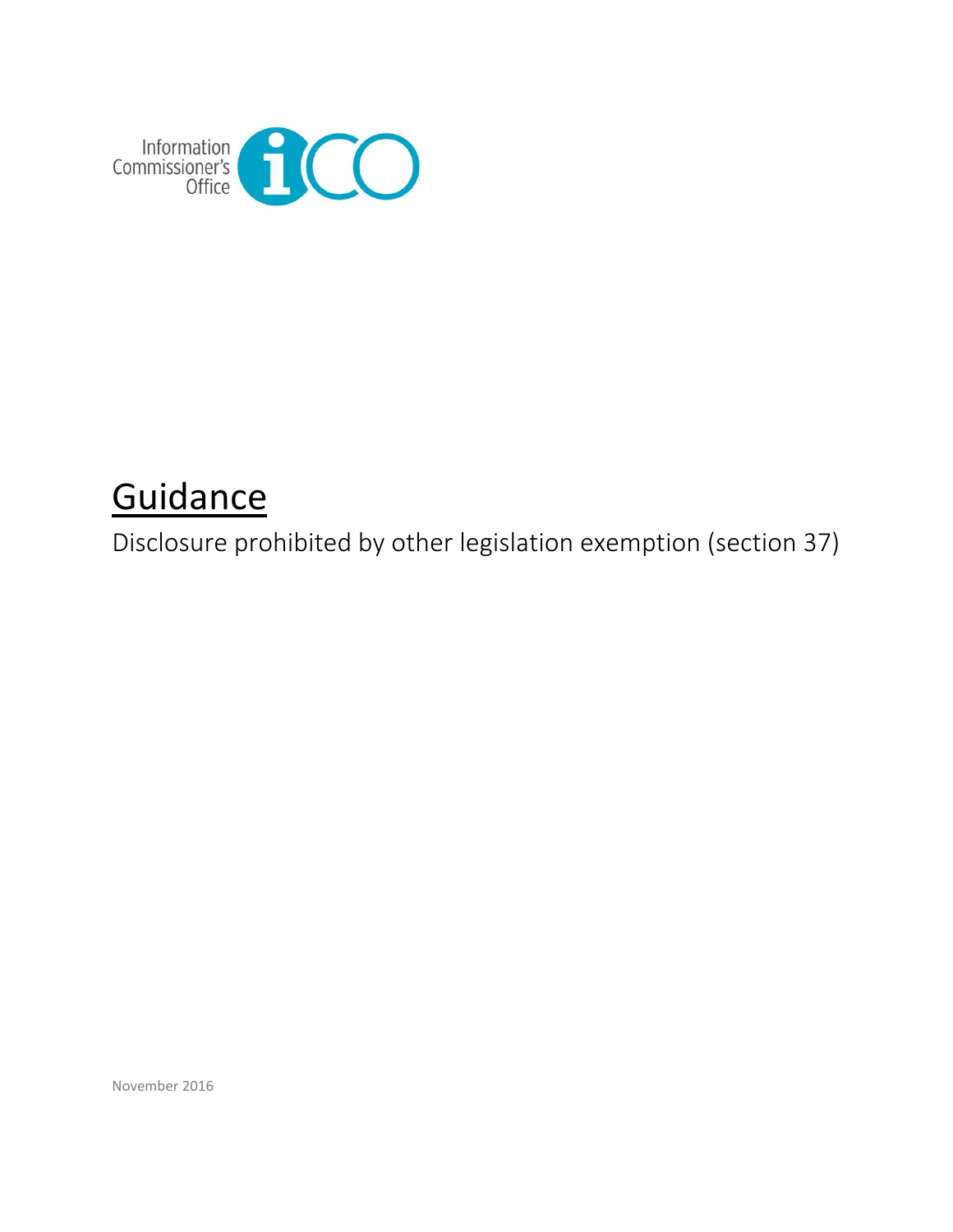Information Commissioner's Office

# Guidance

Disclosure prohibited by other legislation exemption (section 37)

November 2016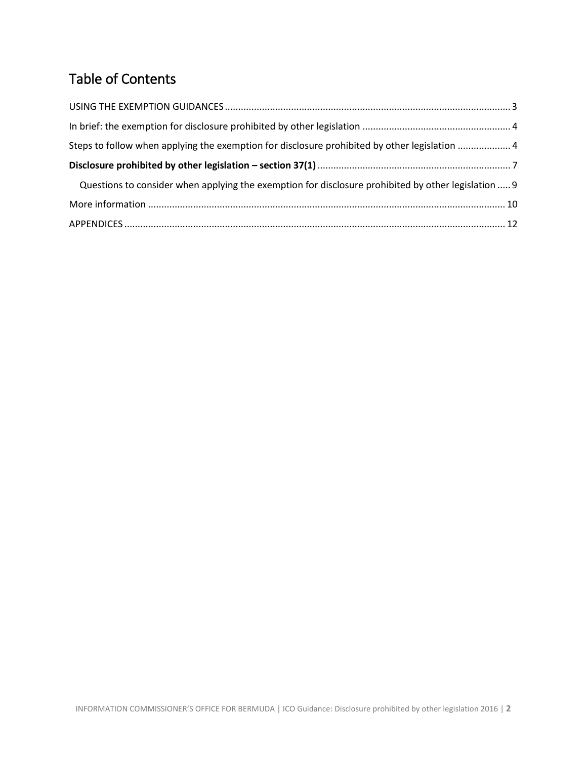# Table of Contents

USING THE EXEMPTION GUIDANCES ........................................................ 3

In brief: the exemption for disclosure prohibited by other legislation ........................................................ 4

Steps to follow when applying the exemption for disclosure prohibited by other legislation ........................................................ 4

**Disclosure prohibited by other legislation – section 37(1)** ........................................................ 7

  Questions to consider when applying the exemption for disclosure prohibited by other legislation ..... 9

More information ........................................................ 10

APPENDICES ........................................................ 12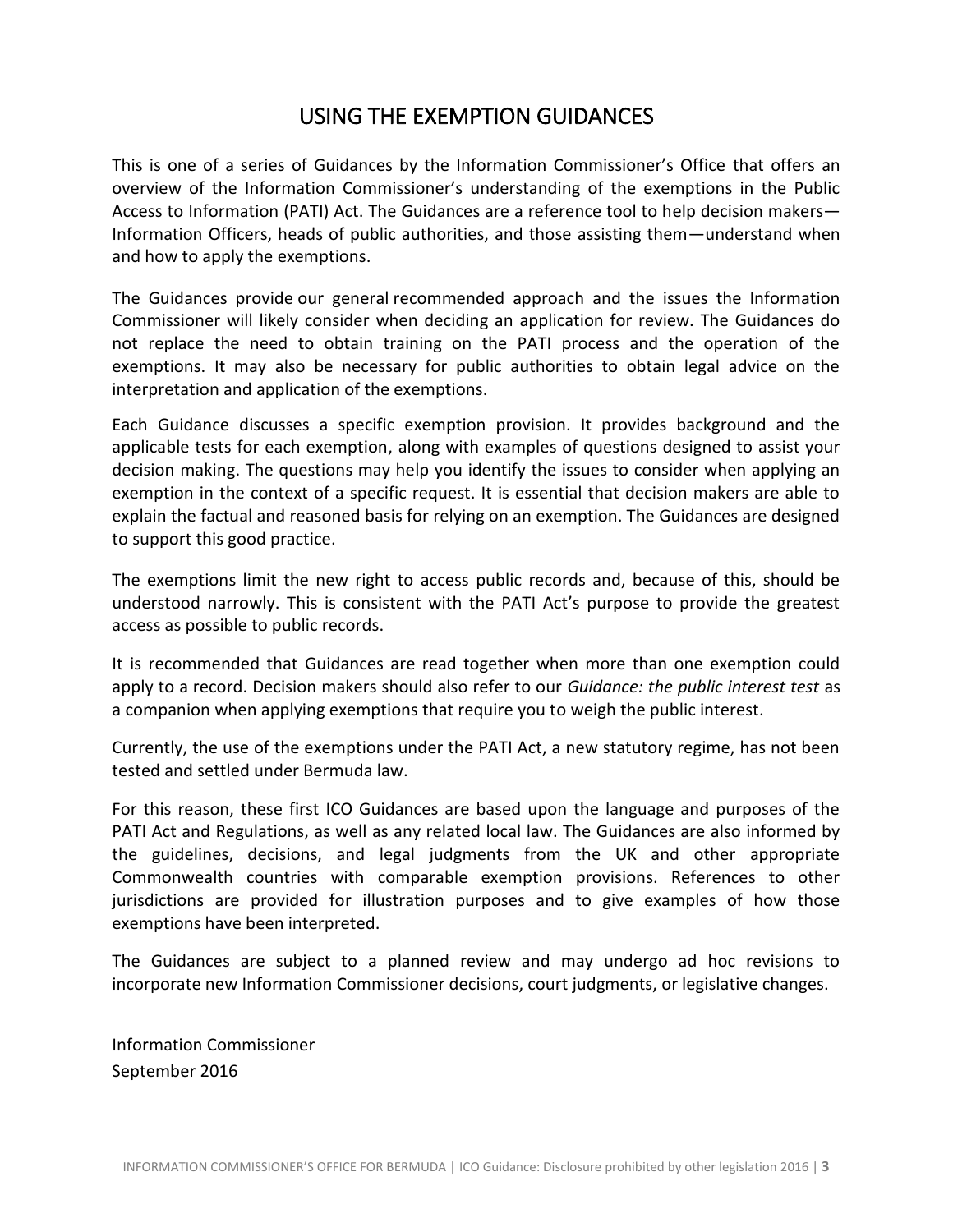# USING THE EXEMPTION GUIDANCES

This is one of a series of Guidances by the Information Commissioner's Office that offers an overview of the Information Commissioner's understanding of the exemptions in the Public Access to Information (PATI) Act. The Guidances are a reference tool to help decision makers—Information Officers, heads of public authorities, and those assisting them—understand when and how to apply the exemptions.

The Guidances provide our general recommended approach and the issues the Information Commissioner will likely consider when deciding an application for review. The Guidances do not replace the need to obtain training on the PATI process and the operation of the exemptions. It may also be necessary for public authorities to obtain legal advice on the interpretation and application of the exemptions.

Each Guidance discusses a specific exemption provision. It provides background and the applicable tests for each exemption, along with examples of questions designed to assist your decision making. The questions may help you identify the issues to consider when applying an exemption in the context of a specific request. It is essential that decision makers are able to explain the factual and reasoned basis for relying on an exemption. The Guidances are designed to support this good practice.

The exemptions limit the new right to access public records and, because of this, should be understood narrowly. This is consistent with the PATI Act's purpose to provide the greatest access as possible to public records.

It is recommended that Guidances are read together when more than one exemption could apply to a record. Decision makers should also refer to our *Guidance: the public interest test* as a companion when applying exemptions that require you to weigh the public interest.

Currently, the use of the exemptions under the PATI Act, a new statutory regime, has not been tested and settled under Bermuda law.

For this reason, these first ICO Guidances are based upon the language and purposes of the PATI Act and Regulations, as well as any related local law. The Guidances are also informed by the guidelines, decisions, and legal judgments from the UK and other appropriate Commonwealth countries with comparable exemption provisions. References to other jurisdictions are provided for illustration purposes and to give examples of how those exemptions have been interpreted.

The Guidances are subject to a planned review and may undergo ad hoc revisions to incorporate new Information Commissioner decisions, court judgments, or legislative changes.

Information Commissioner
September 2016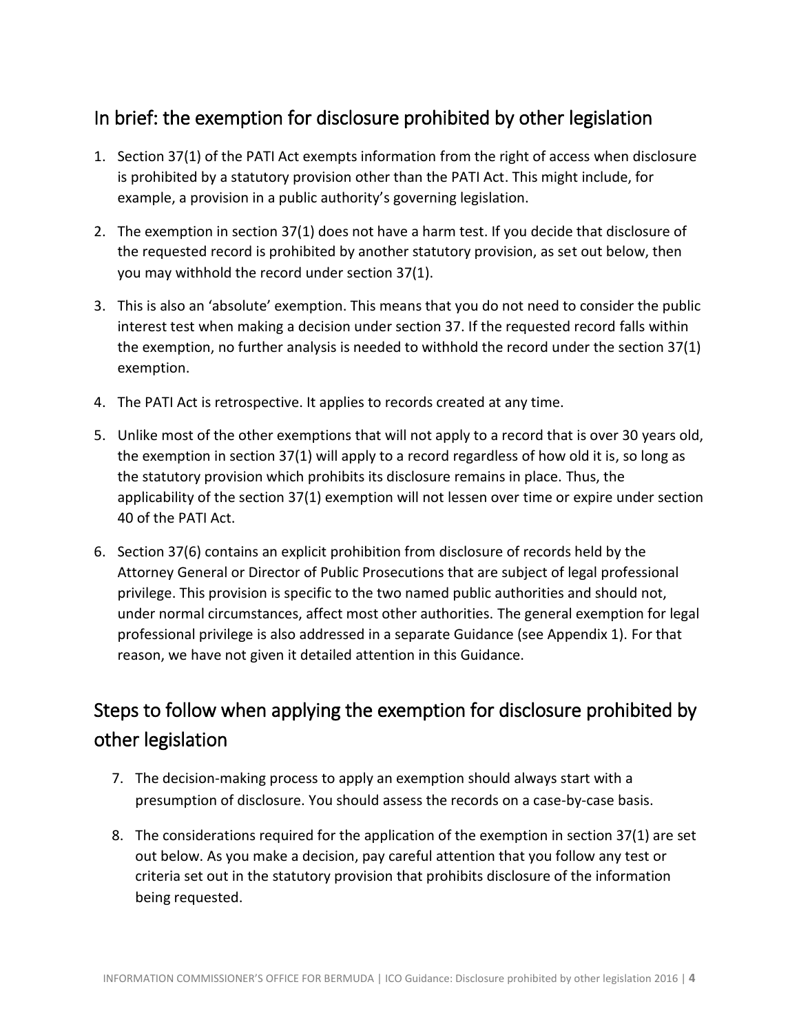## In brief: the exemption for disclosure prohibited by other legislation

1. Section 37(1) of the PATI Act exempts information from the right of access when disclosure is prohibited by a statutory provision other than the PATI Act. This might include, for example, a provision in a public authority's governing legislation.

2. The exemption in section 37(1) does not have a harm test. If you decide that disclosure of the requested record is prohibited by another statutory provision, as set out below, then you may withhold the record under section 37(1).

3. This is also an 'absolute' exemption. This means that you do not need to consider the public interest test when making a decision under section 37. If the requested record falls within the exemption, no further analysis is needed to withhold the record under the section 37(1) exemption.

4. The PATI Act is retrospective. It applies to records created at any time.

5. Unlike most of the other exemptions that will not apply to a record that is over 30 years old, the exemption in section 37(1) will apply to a record regardless of how old it is, so long as the statutory provision which prohibits its disclosure remains in place. Thus, the applicability of the section 37(1) exemption will not lessen over time or expire under section 40 of the PATI Act.

6. Section 37(6) contains an explicit prohibition from disclosure of records held by the Attorney General or Director of Public Prosecutions that are subject of legal professional privilege. This provision is specific to the two named public authorities and should not, under normal circumstances, affect most other authorities. The general exemption for legal professional privilege is also addressed in a separate Guidance (see Appendix 1). For that reason, we have not given it detailed attention in this Guidance.

## Steps to follow when applying the exemption for disclosure prohibited by other legislation

7. The decision-making process to apply an exemption should always start with a presumption of disclosure. You should assess the records on a case-by-case basis.

8. The considerations required for the application of the exemption in section 37(1) are set out below. As you make a decision, pay careful attention that you follow any test or criteria set out in the statutory provision that prohibits disclosure of the information being requested.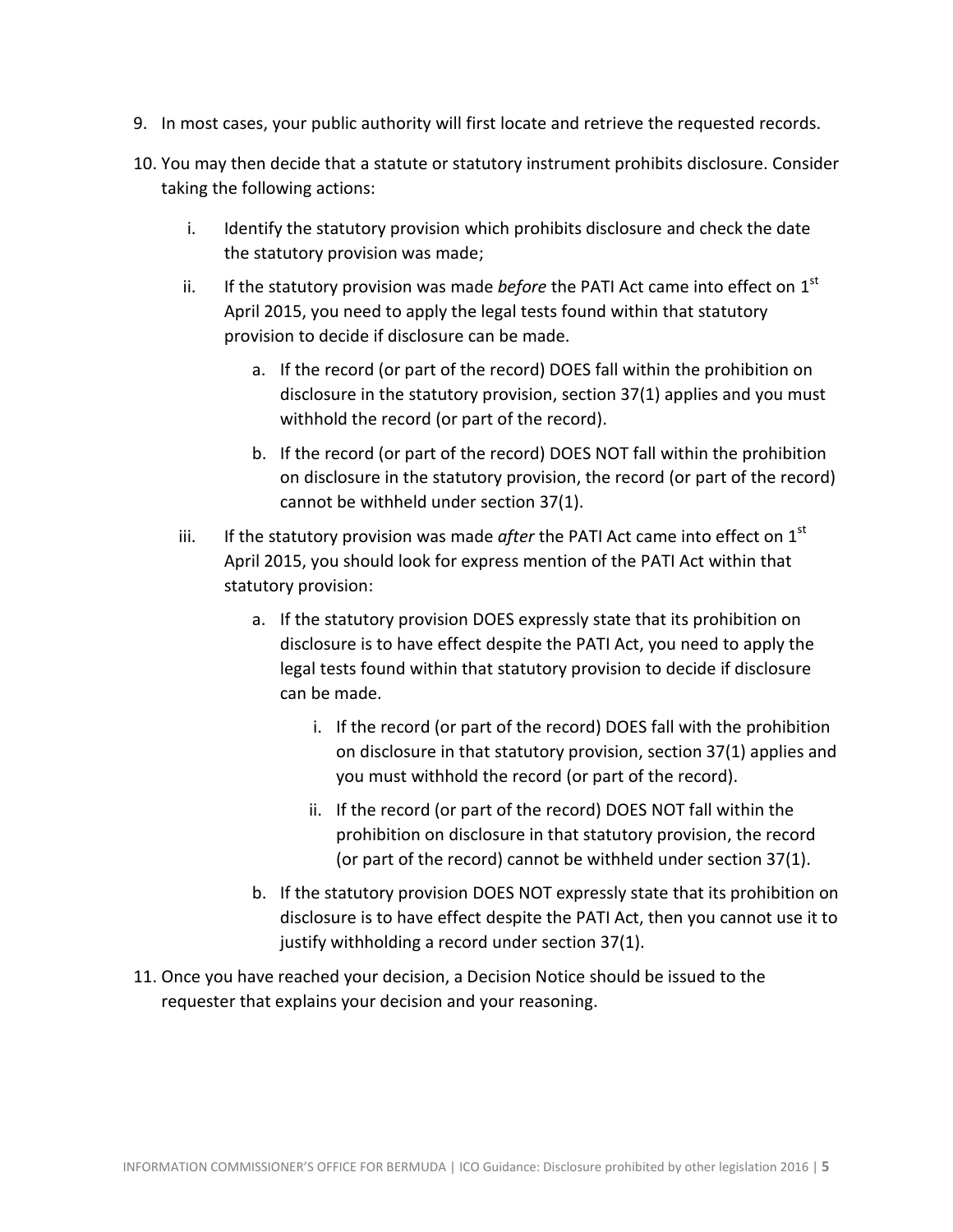9. In most cases, your public authority will first locate and retrieve the requested records.
10. You may then decide that a statute or statutory instrument prohibits disclosure. Consider taking the following actions:
    1. Identify the statutory provision which prohibits disclosure and check the date the statutory provision was made;
    2. If the statutory provision was made *before* the PATI Act came into effect on 1st April 2015, you need to apply the legal tests found within that statutory provision to decide if disclosure can be made.
        a. If the record (or part of the record) DOES fall within the prohibition on disclosure in the statutory provision, section 37(1) applies and you must withhold the record (or part of the record).
        b. If the record (or part of the record) DOES NOT fall within the prohibition on disclosure in the statutory provision, the record (or part of the record) cannot be withheld under section 37(1).
    3. If the statutory provision was made *after* the PATI Act came into effect on 1st April 2015, you should look for express mention of the PATI Act within that statutory provision:
        a. If the statutory provision DOES expressly state that its prohibition on disclosure is to have effect despite the PATI Act, you need to apply the legal tests found within that statutory provision to decide if disclosure can be made.
            i. If the record (or part of the record) DOES fall with the prohibition on disclosure in that statutory provision, section 37(1) applies and you must withhold the record (or part of the record).
            ii. If the record (or part of the record) DOES NOT fall within the prohibition on disclosure in that statutory provision, the record (or part of the record) cannot be withheld under section 37(1).
        b. If the statutory provision DOES NOT expressly state that its prohibition on disclosure is to have effect despite the PATI Act, then you cannot use it to justify withholding a record under section 37(1).
11. Once you have reached your decision, a Decision Notice should be issued to the requester that explains your decision and your reasoning.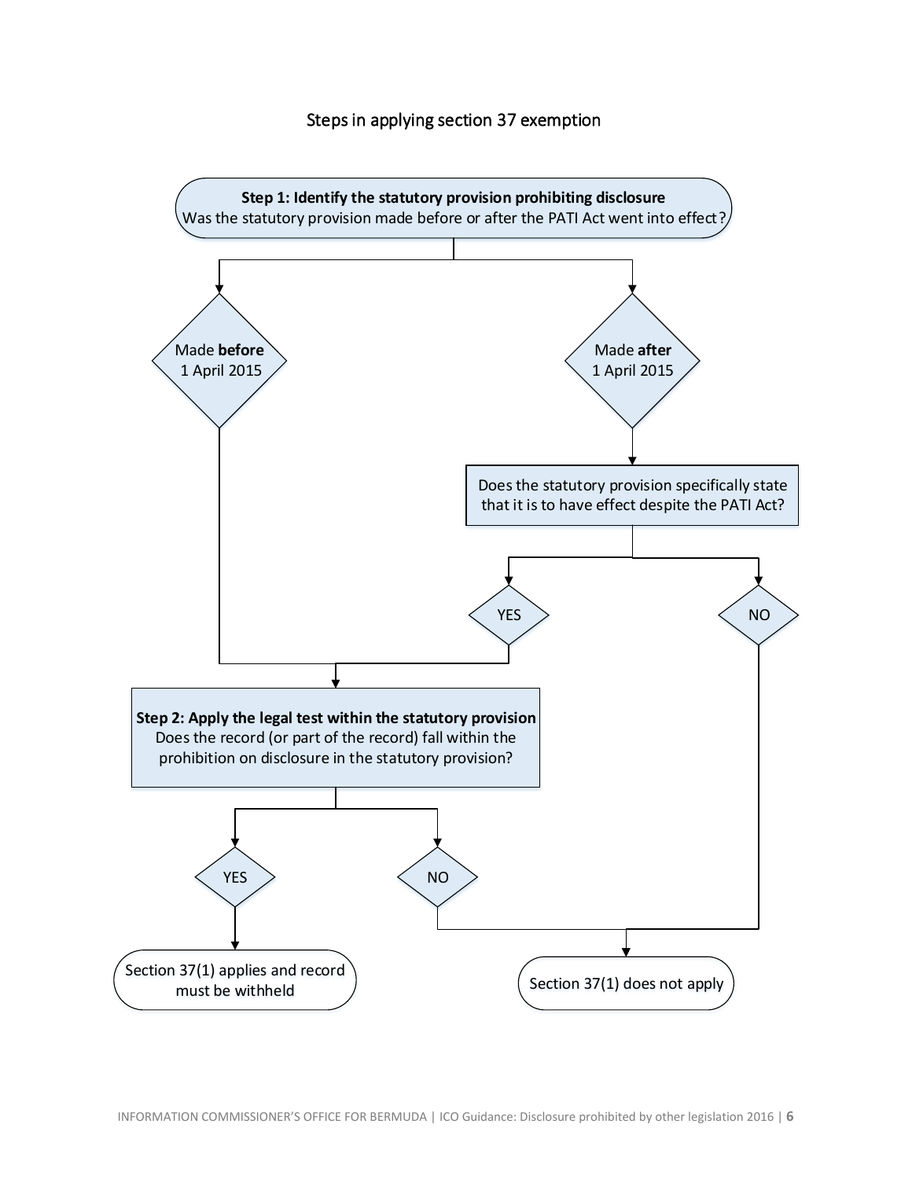## Steps in applying section 37 exemption

**Step 1: Identify the statutory provision prohibiting disclosure**
Was the statutory provision made before or after the PATI Act went into effect?

Made **before** 1 April 2015

Made **after** 1 April 2015

Does the statutory provision specifically state that it is to have effect despite the PATI Act?

YES

NO

**Step 2: Apply the legal test within the statutory provision**
Does the record (or part of the record) fall within the prohibition on disclosure in the statutory provision?

YES

NO

Section 37(1) applies and record must be withheld

Section 37(1) does not apply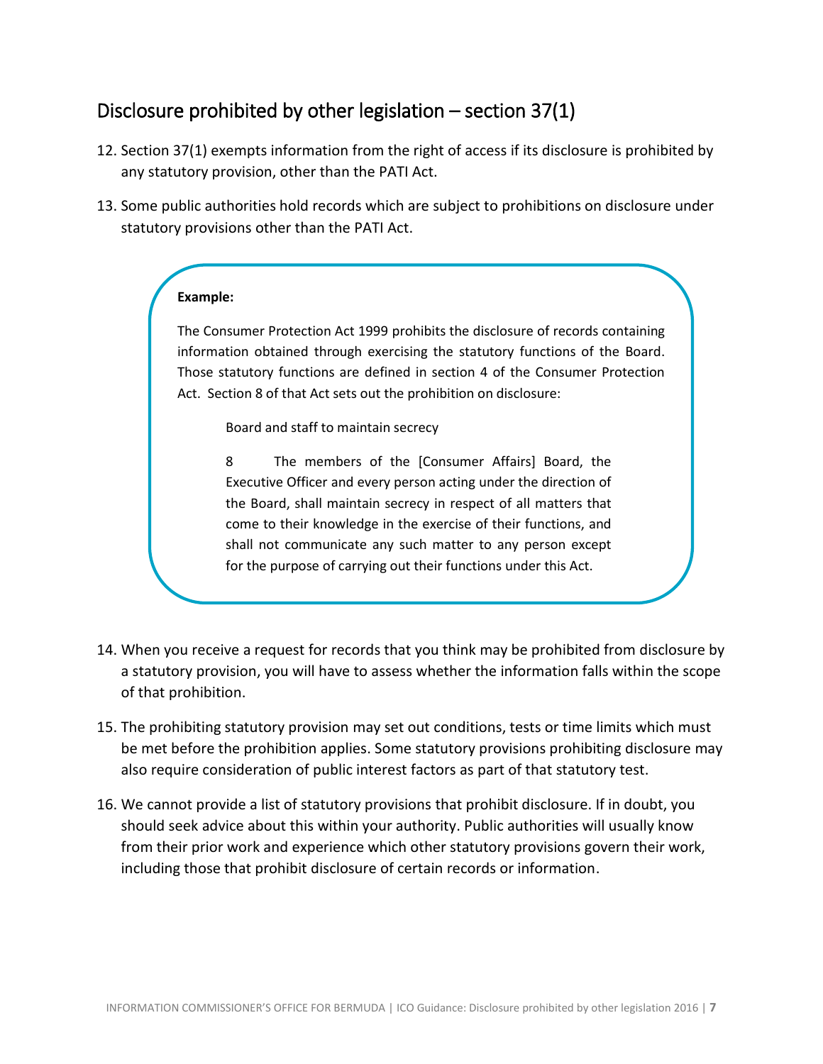## Disclosure prohibited by other legislation – section 37(1)

12. Section 37(1) exempts information from the right of access if its disclosure is prohibited by any statutory provision, other than the PATI Act.

13. Some public authorities hold records which are subject to prohibitions on disclosure under statutory provisions other than the PATI Act.

> **Example:**
>
> The Consumer Protection Act 1999 prohibits the disclosure of records containing information obtained through exercising the statutory functions of the Board. Those statutory functions are defined in section 4 of the Consumer Protection Act. Section 8 of that Act sets out the prohibition on disclosure:
>
> > Board and staff to maintain secrecy
> >
> > 8 The members of the [Consumer Affairs] Board, the Executive Officer and every person acting under the direction of the Board, shall maintain secrecy in respect of all matters that come to their knowledge in the exercise of their functions, and shall not communicate any such matter to any person except for the purpose of carrying out their functions under this Act.

14. When you receive a request for records that you think may be prohibited from disclosure by a statutory provision, you will have to assess whether the information falls within the scope of that prohibition.

15. The prohibiting statutory provision may set out conditions, tests or time limits which must be met before the prohibition applies. Some statutory provisions prohibiting disclosure may also require consideration of public interest factors as part of that statutory test.

16. We cannot provide a list of statutory provisions that prohibit disclosure. If in doubt, you should seek advice about this within your authority. Public authorities will usually know from their prior work and experience which other statutory provisions govern their work, including those that prohibit disclosure of certain records or information.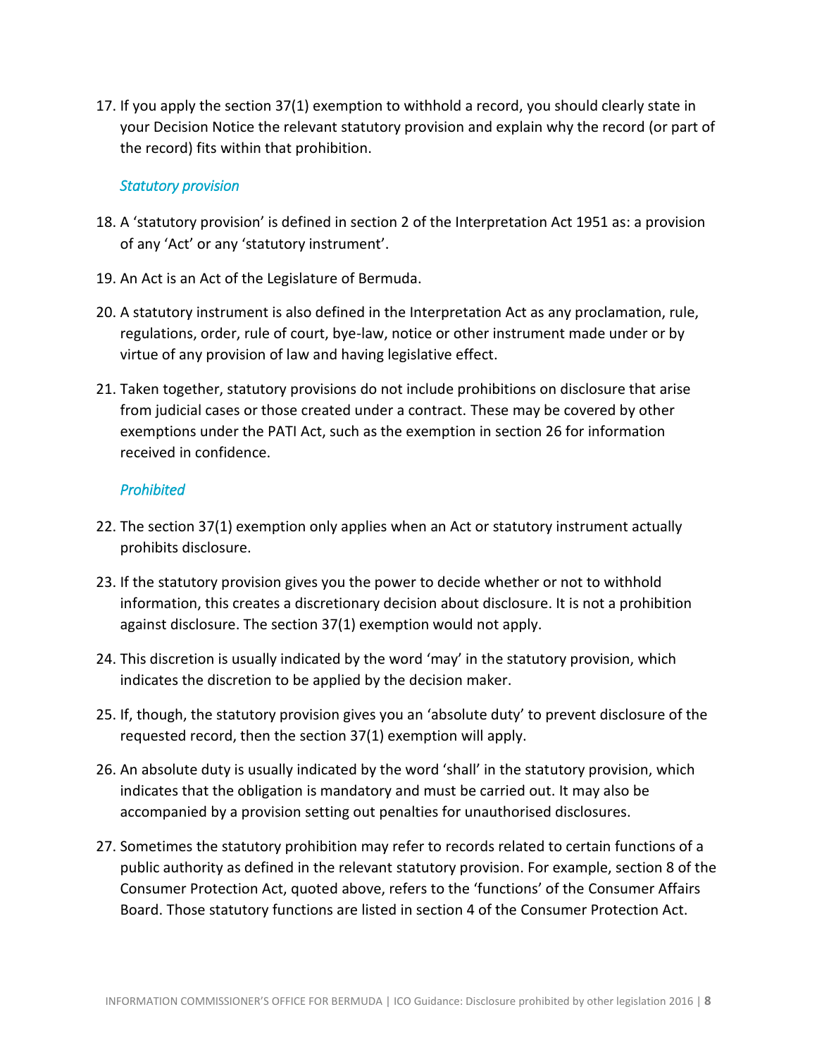17. If you apply the section 37(1) exemption to withhold a record, you should clearly state in your Decision Notice the relevant statutory provision and explain why the record (or part of the record) fits within that prohibition.

### *Statutory provision*

18. A 'statutory provision' is defined in section 2 of the Interpretation Act 1951 as: a provision of any 'Act' or any 'statutory instrument'.

19. An Act is an Act of the Legislature of Bermuda.

20. A statutory instrument is also defined in the Interpretation Act as any proclamation, rule, regulations, order, rule of court, bye-law, notice or other instrument made under or by virtue of any provision of law and having legislative effect.

21. Taken together, statutory provisions do not include prohibitions on disclosure that arise from judicial cases or those created under a contract. These may be covered by other exemptions under the PATI Act, such as the exemption in section 26 for information received in confidence.

### *Prohibited*

22. The section 37(1) exemption only applies when an Act or statutory instrument actually prohibits disclosure.

23. If the statutory provision gives you the power to decide whether or not to withhold information, this creates a discretionary decision about disclosure. It is not a prohibition against disclosure. The section 37(1) exemption would not apply.

24. This discretion is usually indicated by the word 'may' in the statutory provision, which indicates the discretion to be applied by the decision maker.

25. If, though, the statutory provision gives you an 'absolute duty' to prevent disclosure of the requested record, then the section 37(1) exemption will apply.

26. An absolute duty is usually indicated by the word 'shall' in the statutory provision, which indicates that the obligation is mandatory and must be carried out. It may also be accompanied by a provision setting out penalties for unauthorised disclosures.

27. Sometimes the statutory prohibition may refer to records related to certain functions of a public authority as defined in the relevant statutory provision. For example, section 8 of the Consumer Protection Act, quoted above, refers to the 'functions' of the Consumer Affairs Board. Those statutory functions are listed in section 4 of the Consumer Protection Act.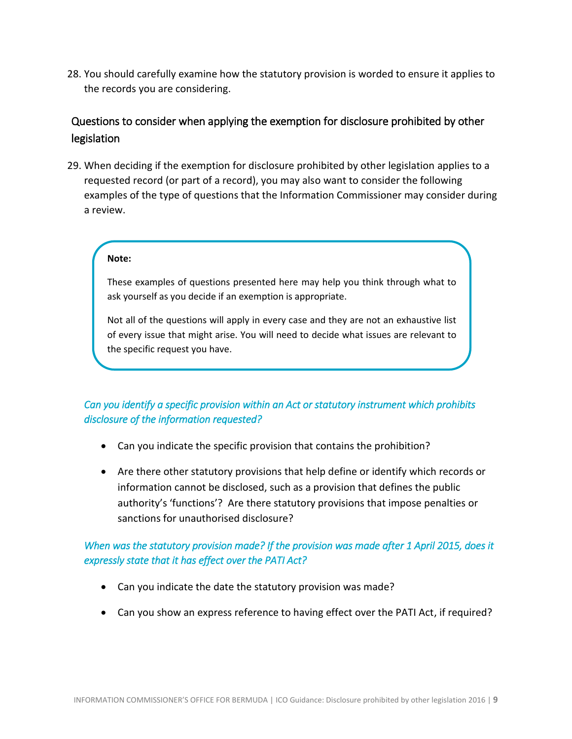28. You should carefully examine how the statutory provision is worded to ensure it applies to the records you are considering.

## Questions to consider when applying the exemption for disclosure prohibited by other legislation

29. When deciding if the exemption for disclosure prohibited by other legislation applies to a requested record (or part of a record), you may also want to consider the following examples of the type of questions that the Information Commissioner may consider during a review.

> **Note:**
>
> These examples of questions presented here may help you think through what to ask yourself as you decide if an exemption is appropriate.
>
> Not all of the questions will apply in every case and they are not an exhaustive list of every issue that might arise. You will need to decide what issues are relevant to the specific request you have.

*Can you identify a specific provision within an Act or statutory instrument which prohibits disclosure of the information requested?*

- Can you indicate the specific provision that contains the prohibition?
- Are there other statutory provisions that help define or identify which records or information cannot be disclosed, such as a provision that defines the public authority's 'functions'? Are there statutory provisions that impose penalties or sanctions for unauthorised disclosure?

*When was the statutory provision made? If the provision was made after 1 April 2015, does it expressly state that it has effect over the PATI Act?*

- Can you indicate the date the statutory provision was made?
- Can you show an express reference to having effect over the PATI Act, if required?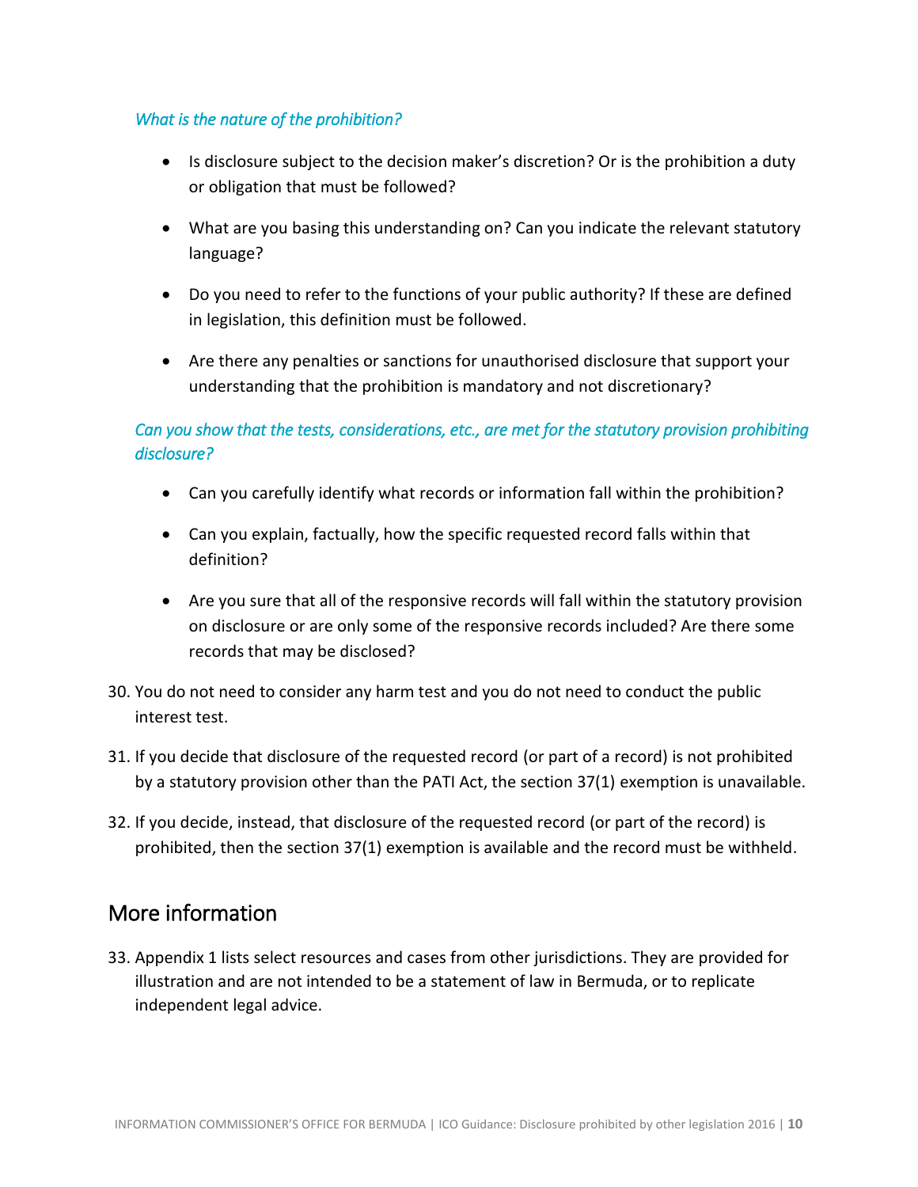*What is the nature of the prohibition?*

- Is disclosure subject to the decision maker's discretion? Or is the prohibition a duty or obligation that must be followed?
- What are you basing this understanding on? Can you indicate the relevant statutory language?
- Do you need to refer to the functions of your public authority? If these are defined in legislation, this definition must be followed.
- Are there any penalties or sanctions for unauthorised disclosure that support your understanding that the prohibition is mandatory and not discretionary?

*Can you show that the tests, considerations, etc., are met for the statutory provision prohibiting disclosure?*

- Can you carefully identify what records or information fall within the prohibition?
- Can you explain, factually, how the specific requested record falls within that definition?
- Are you sure that all of the responsive records will fall within the statutory provision on disclosure or are only some of the responsive records included? Are there some records that may be disclosed?

30. You do not need to consider any harm test and you do not need to conduct the public interest test.

31. If you decide that disclosure of the requested record (or part of a record) is not prohibited by a statutory provision other than the PATI Act, the section 37(1) exemption is unavailable.

32. If you decide, instead, that disclosure of the requested record (or part of the record) is prohibited, then the section 37(1) exemption is available and the record must be withheld.

## More information

33. Appendix 1 lists select resources and cases from other jurisdictions. They are provided for illustration and are not intended to be a statement of law in Bermuda, or to replicate independent legal advice.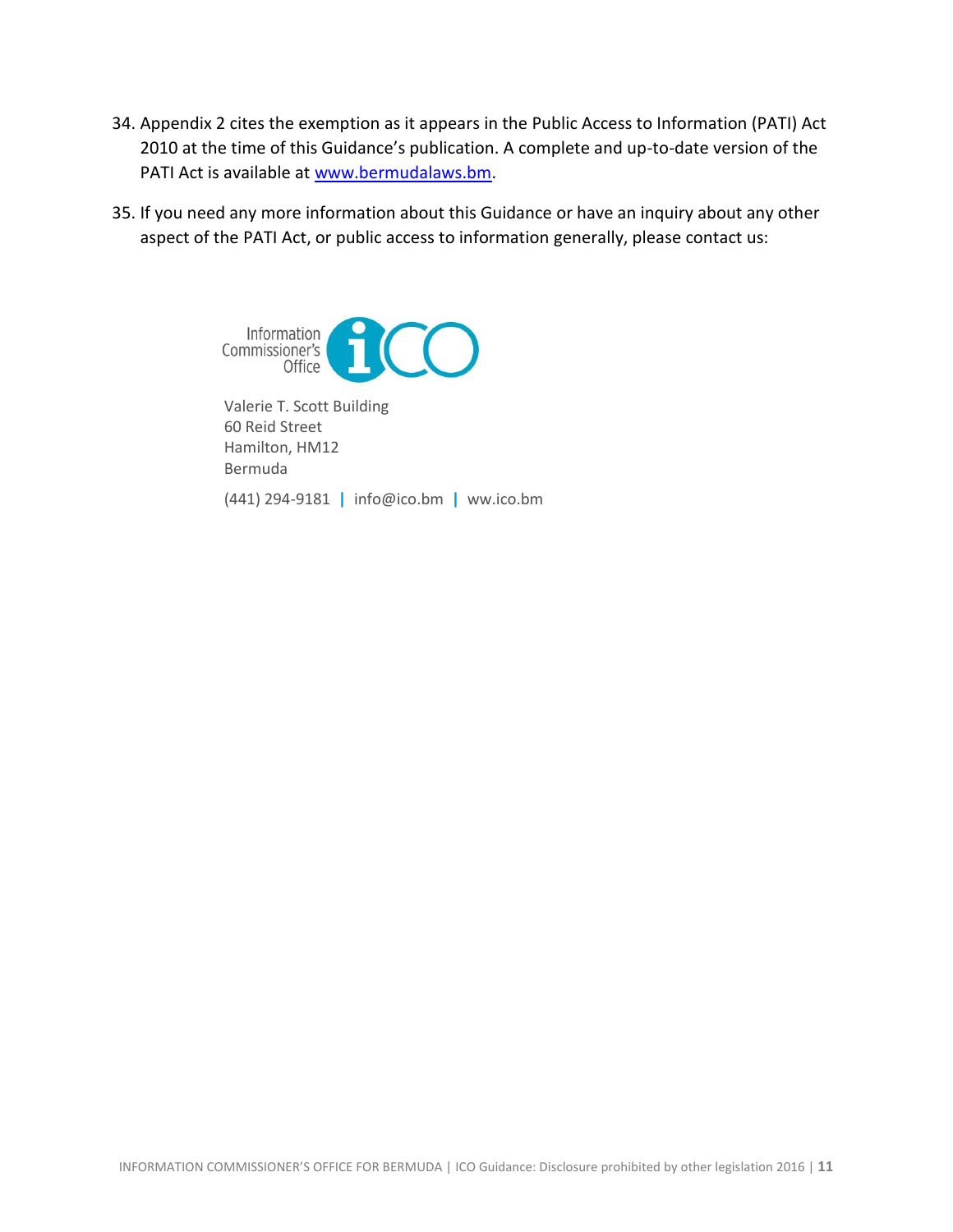34. Appendix 2 cites the exemption as it appears in the Public Access to Information (PATI) Act 2010 at the time of this Guidance's publication. A complete and up-to-date version of the PATI Act is available at [www.bermudalaws.bm](http://www.bermudalaws.bm).

35. If you need any more information about this Guidance or have an inquiry about any other aspect of the PATI Act, or public access to information generally, please contact us:

Information Commissioner's Office

Valerie T. Scott Building
60 Reid Street
Hamilton, HM12
Bermuda

(441) 294-9181 | info@ico.bm | ww.ico.bm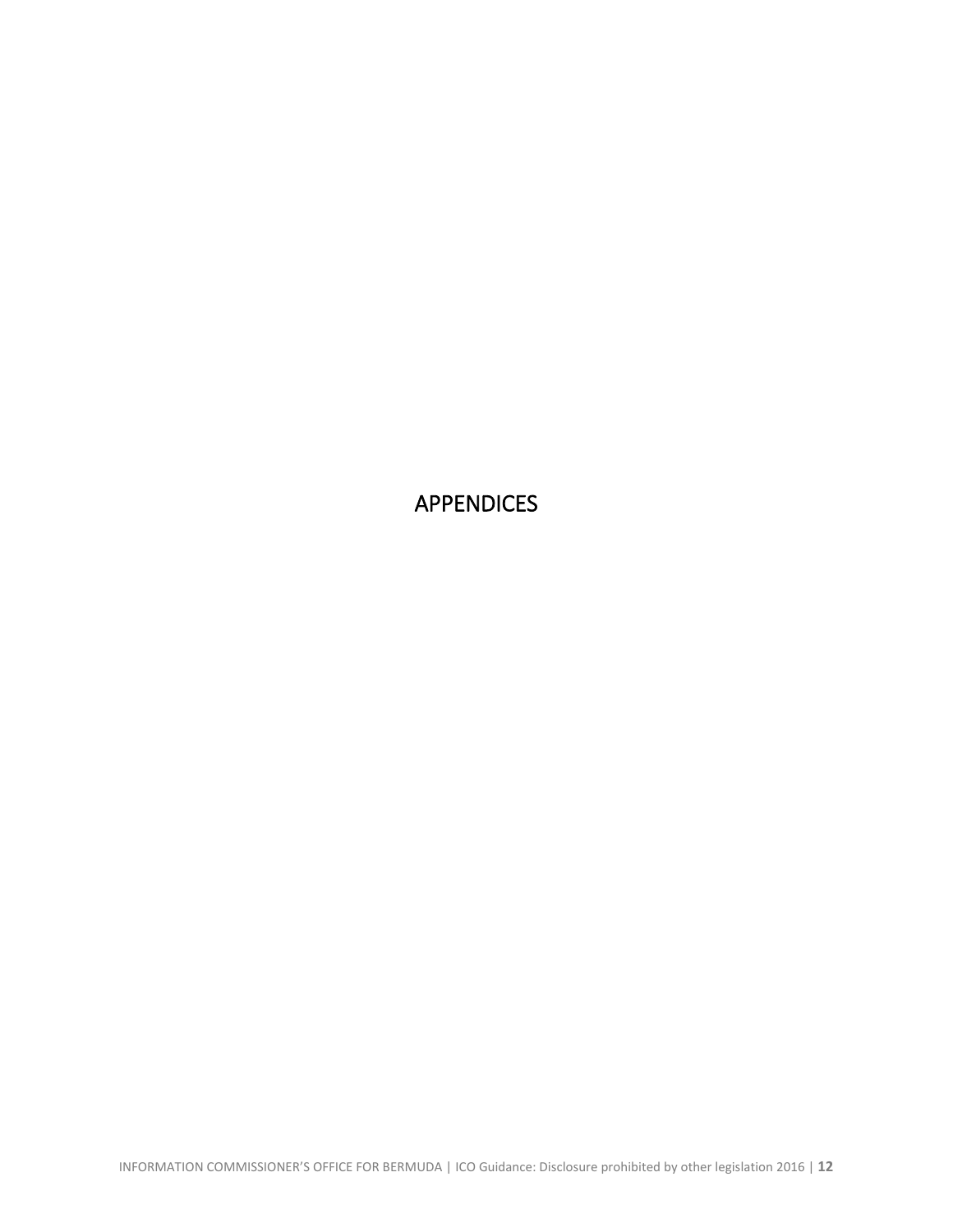# APPENDICES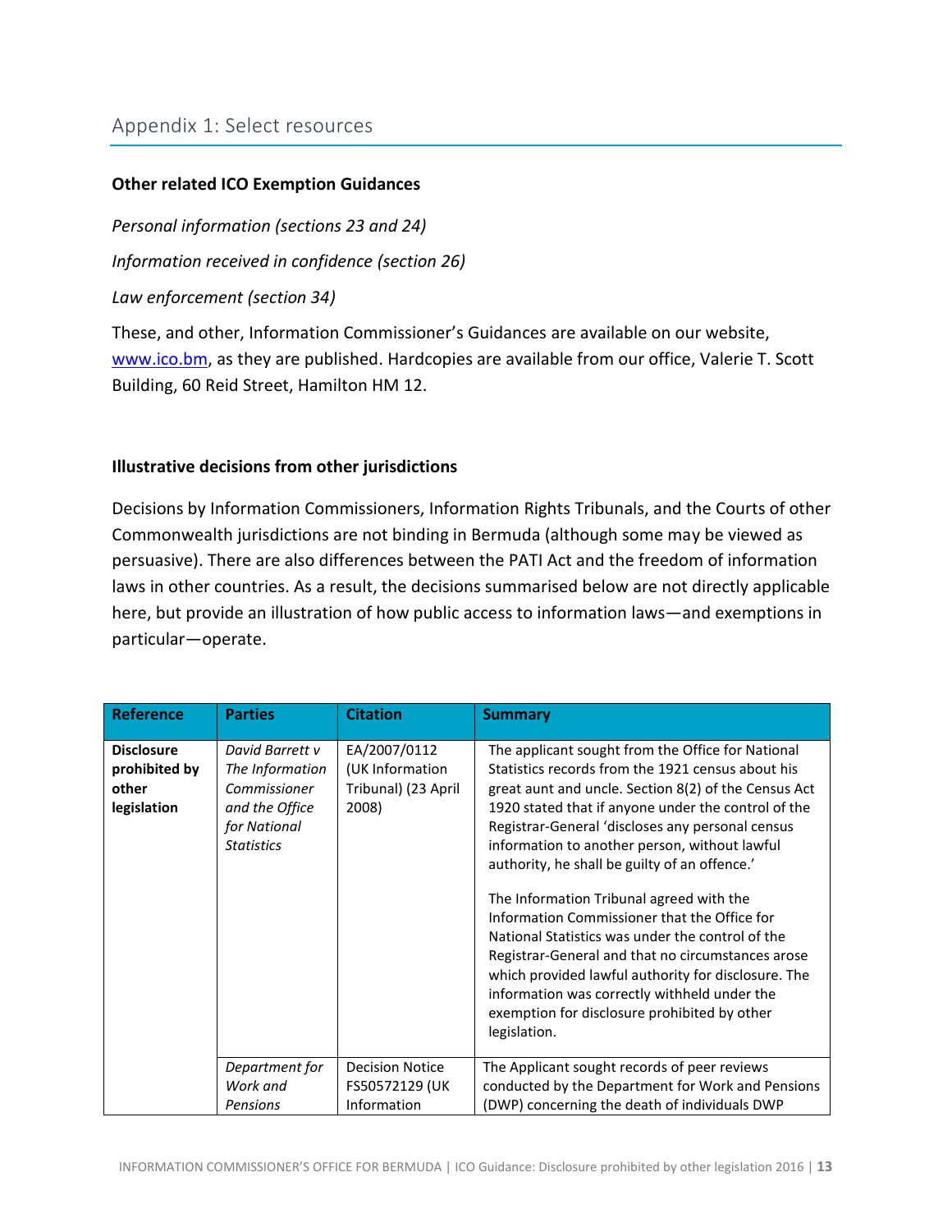## Appendix 1: Select resources

**Other related ICO Exemption Guidances**

*Personal information (sections 23 and 24)*

*Information received in confidence (section 26)*

*Law enforcement (section 34)*

These, and other, Information Commissioner's Guidances are available on our website, www.ico.bm, as they are published. Hardcopies are available from our office, Valerie T. Scott Building, 60 Reid Street, Hamilton HM 12.

**Illustrative decisions from other jurisdictions**

Decisions by Information Commissioners, Information Rights Tribunals, and the Courts of other Commonwealth jurisdictions are not binding in Bermuda (although some may be viewed as persuasive). There are also differences between the PATI Act and the freedom of information laws in other countries. As a result, the decisions summarised below are not directly applicable here, but provide an illustration of how public access to information laws—and exemptions in particular—operate.

| Reference | Parties | Citation | Summary |
|---|---|---|---|
| **Disclosure prohibited by other legislation** | *David Barrett v The Information Commissioner and the Office for National Statistics* | EA/2007/0112 (UK Information Tribunal) (23 April 2008) | The applicant sought from the Office for National Statistics records from the 1921 census about his great aunt and uncle. Section 8(2) of the Census Act 1920 stated that if anyone under the control of the Registrar-General 'discloses any personal census information to another person, without lawful authority, he shall be guilty of an offence.'<br><br>The Information Tribunal agreed with the Information Commissioner that the Office for National Statistics was under the control of the Registrar-General and that no circumstances arose which provided lawful authority for disclosure. The information was correctly withheld under the exemption for disclosure prohibited by other legislation. |
| | *Department for Work and Pensions* | Decision Notice FS50572129 (UK Information | The Applicant sought records of peer reviews conducted by the Department for Work and Pensions (DWP) concerning the death of individuals DWP |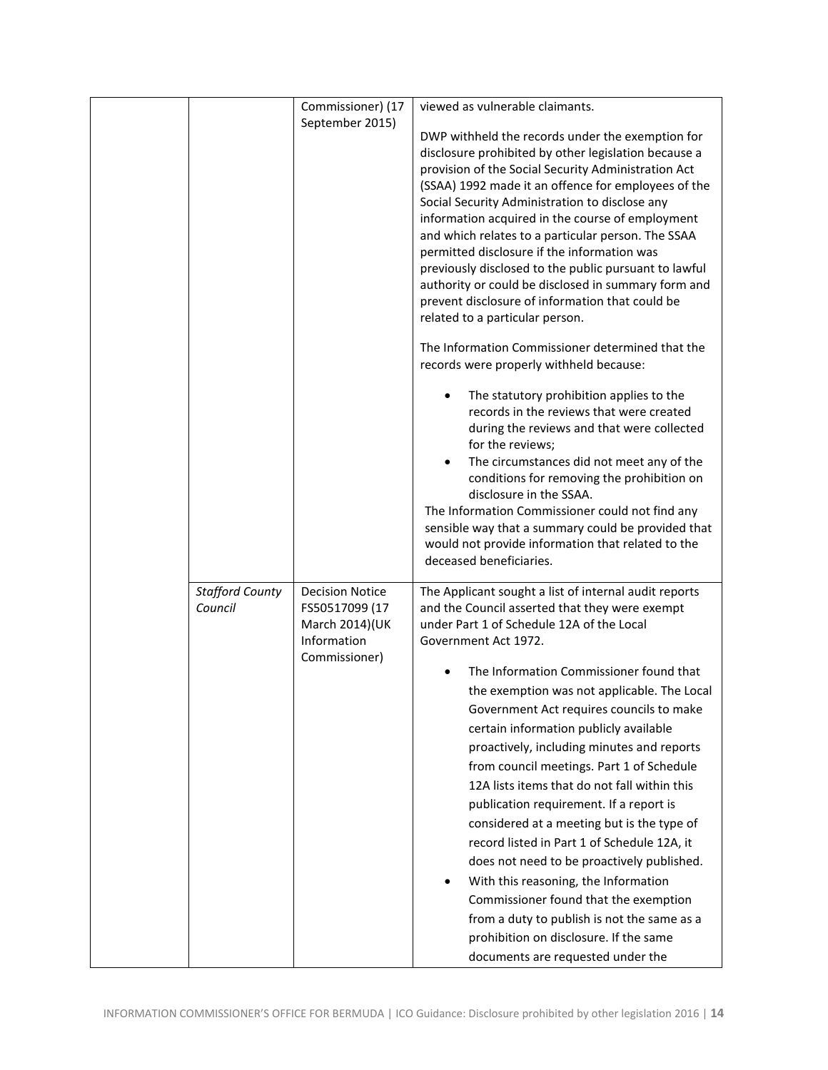| | | | |
|---|---|---|---|
| | | Commissioner) (17 September 2015) | viewed as vulnerable claimants.<br><br>DWP withheld the records under the exemption for disclosure prohibited by other legislation because a provision of the Social Security Administration Act (SSAA) 1992 made it an offence for employees of the Social Security Administration to disclose any information acquired in the course of employment and which relates to a particular person. The SSAA permitted disclosure if the information was previously disclosed to the public pursuant to lawful authority or could be disclosed in summary form and prevent disclosure of information that could be related to a particular person.<br><br>The Information Commissioner determined that the records were properly withheld because:<br><br>• The statutory prohibition applies to the records in the reviews that were created during the reviews and that were collected for the reviews;<br>• The circumstances did not meet any of the conditions for removing the prohibition on disclosure in the SSAA.<br><br>The Information Commissioner could not find any sensible way that a summary could be provided that would not provide information that related to the deceased beneficiaries. |
| | *Stafford County Council* | Decision Notice FS50517099 (17 March 2014)(UK Information Commissioner) | The Applicant sought a list of internal audit reports and the Council asserted that they were exempt under Part 1 of Schedule 12A of the Local Government Act 1972.<br><br>• The Information Commissioner found that the exemption was not applicable. The Local Government Act requires councils to make certain information publicly available proactively, including minutes and reports from council meetings. Part 1 of Schedule 12A lists items that do not fall within this publication requirement. If a report is considered at a meeting but is the type of record listed in Part 1 of Schedule 12A, it does not need to be proactively published.<br>• With this reasoning, the Information Commissioner found that the exemption from a duty to publish is not the same as a prohibition on disclosure. If the same documents are requested under the |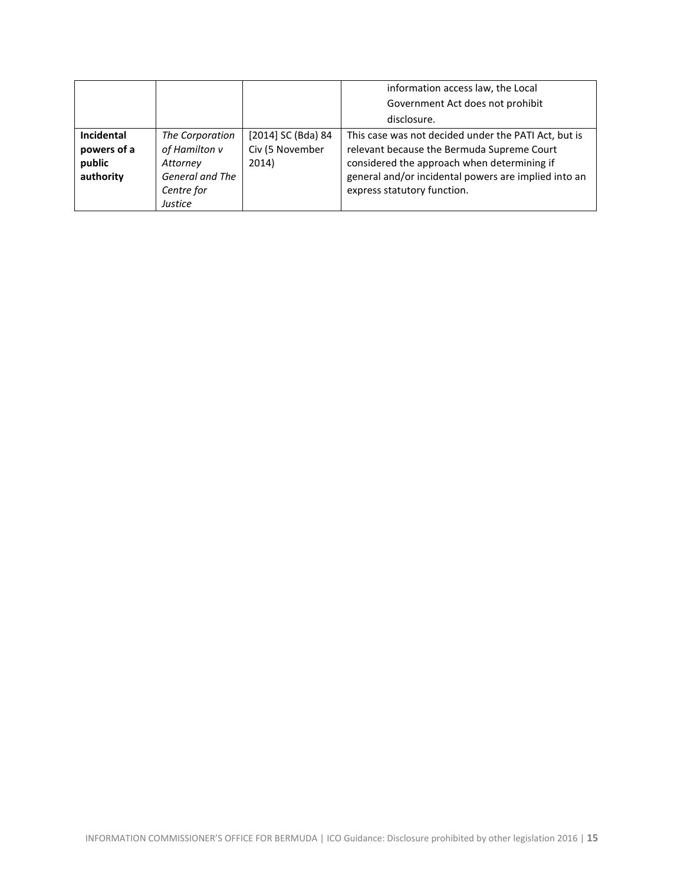| | | | |
|---|---|---|---|
| | | | information access law, the Local Government Act does not prohibit disclosure. |
| **Incidental powers of a public authority** | *The Corporation of Hamilton v Attorney General and The Centre for Justice* | [2014] SC (Bda) 84 Civ (5 November 2014) | This case was not decided under the PATI Act, but is relevant because the Bermuda Supreme Court considered the approach when determining if general and/or incidental powers are implied into an express statutory function. |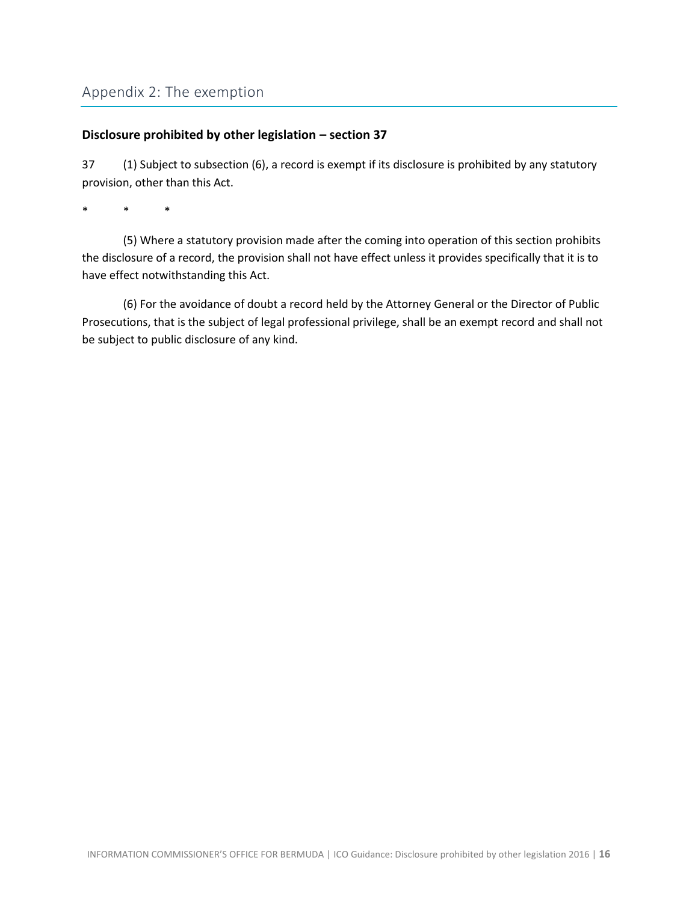## Appendix 2: The exemption

**Disclosure prohibited by other legislation – section 37**

37 (1) Subject to subsection (6), a record is exempt if its disclosure is prohibited by any statutory provision, other than this Act.

\* \* \*

(5) Where a statutory provision made after the coming into operation of this section prohibits the disclosure of a record, the provision shall not have effect unless it provides specifically that it is to have effect notwithstanding this Act.

(6) For the avoidance of doubt a record held by the Attorney General or the Director of Public Prosecutions, that is the subject of legal professional privilege, shall be an exempt record and shall not be subject to public disclosure of any kind.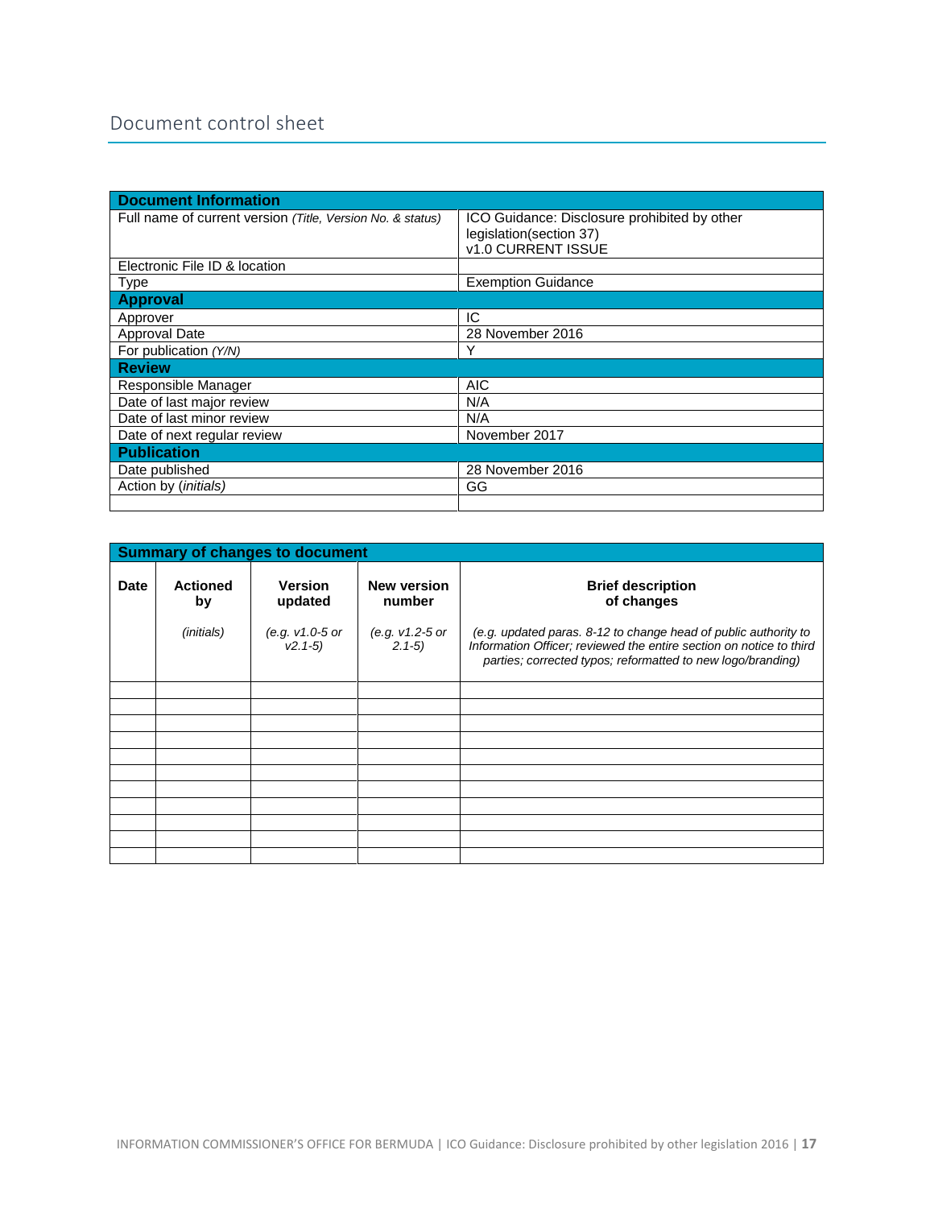# Document control sheet

| Document Information | |
|---|---|
| Full name of current version *(Title, Version No. & status)* | ICO Guidance: Disclosure prohibited by other legislation(section 37) v1.0 CURRENT ISSUE |
| Electronic File ID & location | |
| Type | Exemption Guidance |
| **Approval** | |
| Approver | IC |
| Approval Date | 28 November 2016 |
| For publication *(Y/N)* | Y |
| **Review** | |
| Responsible Manager | AIC |
| Date of last major review | N/A |
| Date of last minor review | N/A |
| Date of next regular review | November 2017 |
| **Publication** | |
| Date published | 28 November 2016 |
| Action by (*initials)* | GG |
| | |

**Summary of changes to document**

| Date | Actioned by *(initials)* | Version updated *(e.g. v1.0-5 or v2.1-5)* | New version number *(e.g. v1.2-5 or 2.1-5)* | Brief description of changes *(e.g. updated paras. 8-12 to change head of public authority to Information Officer; reviewed the entire section on notice to third parties; corrected typos; reformatted to new logo/branding)* |
|---|---|---|---|---|
| | | | | |
| | | | | |
| | | | | |
| | | | | |
| | | | | |
| | | | | |
| | | | | |
| | | | | |
| | | | | |
| | | | | |
| | | | | |